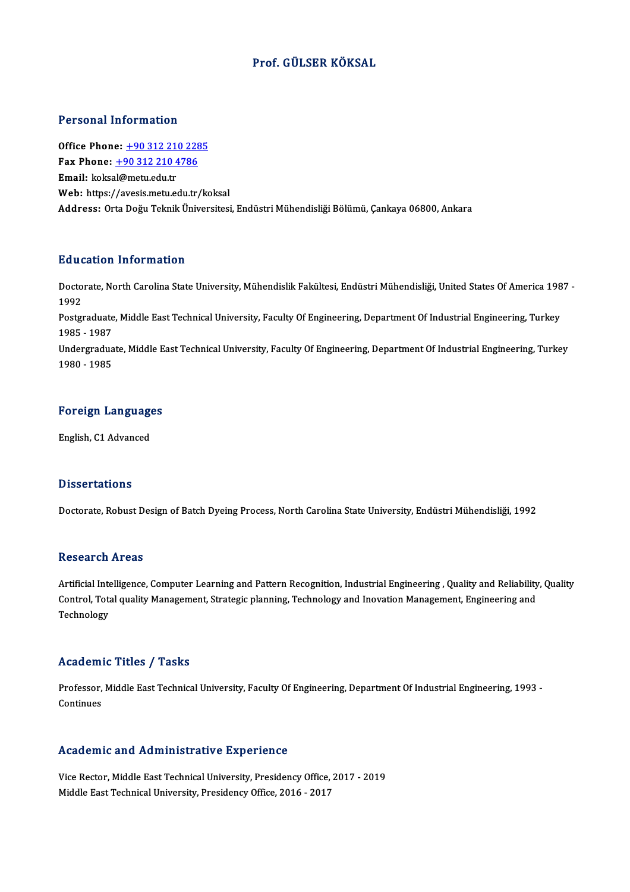# Prof. GÜLSER KÖKSAL

## Personal Information

**Office Phone:** +90 312 210 2285
**Fax Phone:** +90 312 210 4786
**Email:** koksal@metu.edu.tr
**Web:** https://avesis.metu.edu.tr/koksal
**Address:** Orta Doğu Teknik Üniversitesi, Endüstri Mühendisliği Bölümü, Çankaya 06800, Ankara

## Education Information

Doctorate, North Carolina State University, Mühendislik Fakültesi, Endüstri Mühendisliği, United States Of America 1987 - 1992

Postgraduate, Middle East Technical University, Faculty Of Engineering, Department Of Industrial Engineering, Turkey 1985 - 1987

Undergraduate, Middle East Technical University, Faculty Of Engineering, Department Of Industrial Engineering, Turkey 1980 - 1985

## Foreign Languages

English, C1 Advanced

## Dissertations

Doctorate, Robust Design of Batch Dyeing Process, North Carolina State University, Endüstri Mühendisliği, 1992

## Research Areas

Artificial Intelligence, Computer Learning and Pattern Recognition, Industrial Engineering , Quality and Reliability, Quality Control, Total quality Management, Strategic planning, Technology and Inovation Management, Engineering and Technology

## Academic Titles / Tasks

Professor, Middle East Technical University, Faculty Of Engineering, Department Of Industrial Engineering, 1993 - Continues

## Academic and Administrative Experience

Vice Rector, Middle East Technical University, Presidency Office, 2017 - 2019
Middle East Technical University, Presidency Office, 2016 - 2017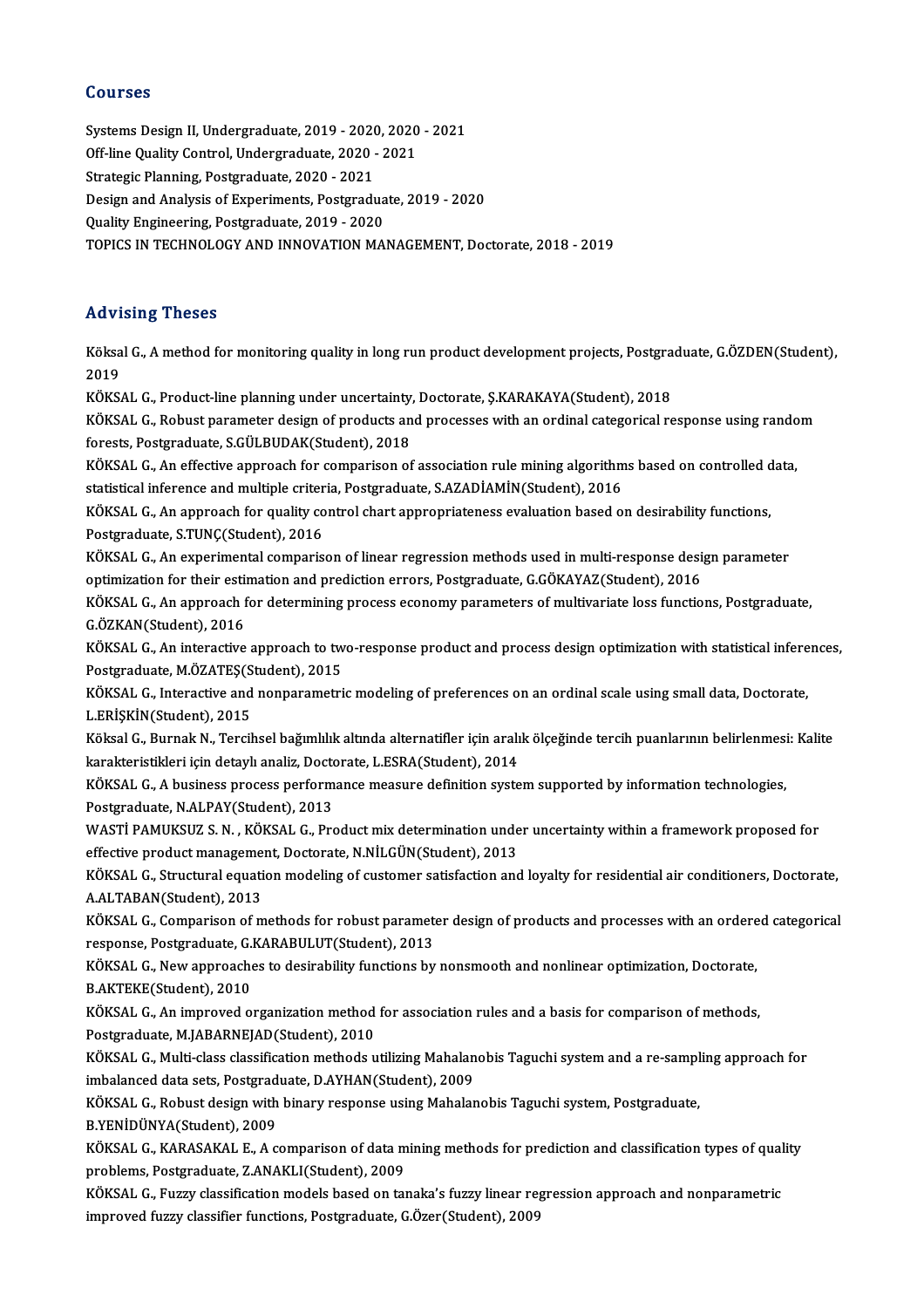## Courses

Systems Design II, Undergraduate, 2019 - 2020, 2020 - 2021
Off-line Quality Control, Undergraduate, 2020 - 2021
Strategic Planning, Postgraduate, 2020 - 2021
Design and Analysis of Experiments, Postgraduate, 2019 - 2020
Quality Engineering, Postgraduate, 2019 - 2020
TOPICS IN TECHNOLOGY AND INNOVATION MANAGEMENT, Doctorate, 2018 - 2019

## Advising Theses

Köksal G., A method for monitoring quality in long run product development projects, Postgraduate, G.ÖZDEN(Student), 2019

KÖKSAL G., Product-line planning under uncertainty, Doctorate, Ş.KARAKAYA(Student), 2018

KÖKSAL G., Robust parameter design of products and processes with an ordinal categorical response using random forests, Postgraduate, S.GÜLBUDAK(Student), 2018

KÖKSAL G., An effective approach for comparison of association rule mining algorithms based on controlled data, statistical inference and multiple criteria, Postgraduate, S.AZADİAMİN(Student), 2016

KÖKSAL G., An approach for quality control chart appropriateness evaluation based on desirability functions, Postgraduate, S.TUNÇ(Student), 2016

KÖKSAL G., An experimental comparison of linear regression methods used in multi-response design parameter optimization for their estimation and prediction errors, Postgraduate, G.GÖKAYAZ(Student), 2016

KÖKSAL G., An approach for determining process economy parameters of multivariate loss functions, Postgraduate, G.ÖZKAN(Student), 2016

KÖKSAL G., An interactive approach to two-response product and process design optimization with statistical inferences, Postgraduate, M.ÖZATEŞ(Student), 2015

KÖKSAL G., Interactive and nonparametric modeling of preferences on an ordinal scale using small data, Doctorate, L.ERİŞKİN(Student), 2015

Köksal G., Burnak N., Tercihsel bağımlılık altında alternatifler için aralık ölçeğinde tercih puanlarının belirlenmesi: Kalite karakteristikleri için detaylı analiz, Doctorate, L.ESRA(Student), 2014

KÖKSAL G., A business process performance measure definition system supported by information technologies, Postgraduate, N.ALPAY(Student), 2013

WASTİ PAMUKSUZ S. N. , KÖKSAL G., Product mix determination under uncertainty within a framework proposed for effective product management, Doctorate, N.NİLGÜN(Student), 2013

KÖKSAL G., Structural equation modeling of customer satisfaction and loyalty for residential air conditioners, Doctorate, A.ALTABAN(Student), 2013

KÖKSAL G., Comparison of methods for robust parameter design of products and processes with an ordered categorical response, Postgraduate, G.KARABULUT(Student), 2013

KÖKSAL G., New approaches to desirability functions by nonsmooth and nonlinear optimization, Doctorate, B.AKTEKE(Student), 2010

KÖKSAL G., An improved organization method for association rules and a basis for comparison of methods, Postgraduate, M.JABARNEJAD(Student), 2010

KÖKSAL G., Multi-class classification methods utilizing Mahalanobis Taguchi system and a re-sampling approach for imbalanced data sets, Postgraduate, D.AYHAN(Student), 2009

KÖKSAL G., Robust design with binary response using Mahalanobis Taguchi system, Postgraduate, B.YENİDÜNYA(Student), 2009

KÖKSAL G., KARASAKAL E., A comparison of data mining methods for prediction and classification types of quality problems, Postgraduate, Z.ANAKLI(Student), 2009

KÖKSAL G., Fuzzy classification models based on tanaka's fuzzy linear regression approach and nonparametric improved fuzzy classifier functions, Postgraduate, G.Özer(Student), 2009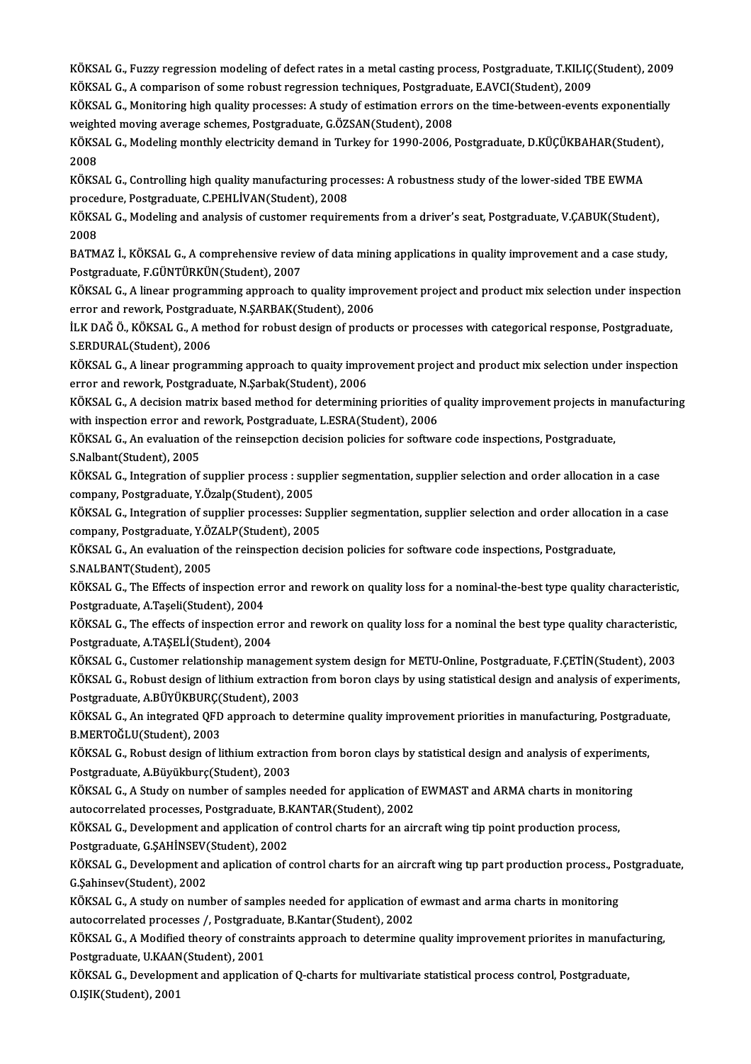KÖKSAL G., Fuzzy regression modeling of defect rates in a metal casting process, Postgraduate, T.KILIÇ(Student), 2009

KÖKSAL G., A comparison of some robust regression techniques, Postgraduate, E.AVCI(Student), 2009

KÖKSAL G., Monitoring high quality processes: A study of estimation errors on the time-between-events exponentially weighted moving average schemes, Postgraduate, G.ÖZSAN(Student), 2008

KÖKSAL G., Modeling monthly electricity demand in Turkey for 1990-2006, Postgraduate, D.KÜÇÜKBAHAR(Student), 2008

KÖKSAL G., Controlling high quality manufacturing processes: A robustness study of the lower-sided TBE EWMA procedure, Postgraduate, C.PEHLİVAN(Student), 2008

KÖKSAL G., Modeling and analysis of customer requirements from a driver's seat, Postgraduate, V.ÇABUK(Student), 2008

BATMAZ İ., KÖKSAL G., A comprehensive review of data mining applications in quality improvement and a case study, Postgraduate, F.GÜNTÜRKÜN(Student), 2007

KÖKSAL G., A linear programming approach to quality improvement project and product mix selection under inspection error and rework, Postgraduate, N.ŞARBAK(Student), 2006

İLK DAĞ Ö., KÖKSAL G., A method for robust design of products or processes with categorical response, Postgraduate, S.ERDURAL(Student), 2006

KÖKSAL G., A linear programming approach to quaity improvement project and product mix selection under inspection error and rework, Postgraduate, N.Şarbak(Student), 2006

KÖKSAL G., A decision matrix based method for determining priorities of quality improvement projects in manufacturing with inspection error and rework, Postgraduate, L.ESRA(Student), 2006

KÖKSAL G., An evaluation of the reinsepction decision policies for software code inspections, Postgraduate, S.Nalbant(Student), 2005

KÖKSAL G., Integration of supplier process : supplier segmentation, supplier selection and order allocation in a case company, Postgraduate, Y.Özalp(Student), 2005

KÖKSAL G., Integration of supplier processes: Supplier segmentation, supplier selection and order allocation in a case company, Postgraduate, Y.ÖZALP(Student), 2005

KÖKSAL G., An evaluation of the reinspection decision policies for software code inspections, Postgraduate, S.NALBANT(Student), 2005

KÖKSAL G., The Effects of inspection error and rework on quality loss for a nominal-the-best type quality characteristic, Postgraduate, A.Taşeli(Student), 2004

KÖKSAL G., The effects of inspection error and rework on quality loss for a nominal the best type quality characteristic, Postgraduate, A.TAŞELİ(Student), 2004

KÖKSAL G., Customer relationship management system design for METU-Online, Postgraduate, F.ÇETİN(Student), 2003

KÖKSAL G., Robust design of lithium extraction from boron clays by using statistical design and analysis of experiments, Postgraduate, A.BÜYÜKBURÇ(Student), 2003

KÖKSAL G., An integrated QFD approach to determine quality improvement priorities in manufacturing, Postgraduate, B.MERTOĞLU(Student), 2003

KÖKSAL G., Robust design of lithium extraction from boron clays by statistical design and analysis of experiments, Postgraduate, A.Büyükburç(Student), 2003

KÖKSAL G., A Study on number of samples needed for application of EWMAST and ARMA charts in monitoring autocorrelated processes, Postgraduate, B.KANTAR(Student), 2002

KÖKSAL G., Development and application of control charts for an aircraft wing tip point production process, Postgraduate, G.ŞAHİNSEV(Student), 2002

KÖKSAL G., Development and aplication of control charts for an aircraft wing tıp part production process., Postgraduate, G.Şahinsev(Student), 2002

KÖKSAL G., A study on number of samples needed for application of ewmast and arma charts in monitoring autocorrelated processes /, Postgraduate, B.Kantar(Student), 2002

KÖKSAL G., A Modified theory of constraints approach to determine quality improvement priorites in manufacturing, Postgraduate, U.KAAN(Student), 2001

KÖKSAL G., Development and application of Q-charts for multivariate statistical process control, Postgraduate, O.IŞIK(Student), 2001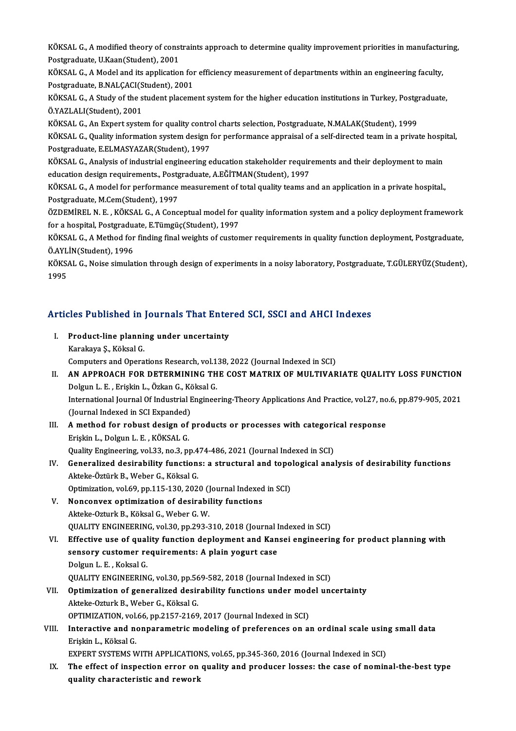KÖKSAL G., A modified theory of constraints approach to determine quality improvement priorities in manufacturing, Postgraduate, U.Kaan(Student), 2001

KÖKSAL G., A Model and its application for efficiency measurement of departments within an engineering faculty, Postgraduate, B.NALÇACI(Student), 2001

KÖKSAL G., A Study of the student placement system for the higher education institutions in Turkey, Postgraduate, Ö.YAZLALI(Student), 2001

KÖKSAL G., An Expert system for quality control charts selection, Postgraduate, N.MALAK(Student), 1999

KÖKSAL G., Quality information system design for performance appraisal of a self-directed team in a private hospital, Postgraduate, E.ELMASYAZAR(Student), 1997

KÖKSAL G., Analysis of industrial engineering education stakeholder requirements and their deployment to main education design requirements., Postgraduate, A.EĞİTMAN(Student), 1997

KÖKSAL G., A model for performance measurement of total quality teams and an application in a private hospital., Postgraduate, M.Cem(Student), 1997

ÖZDEMİREL N. E. , KÖKSAL G., A Conceptual model for quality information system and a policy deployment framework for a hospital, Postgraduate, E.Tümgüç(Student), 1997

KÖKSAL G., A Method for finding final weights of customer requirements in quality function deployment, Postgraduate, Ö.AYLİN(Student), 1996

KÖKSAL G., Noise simulation through design of experiments in a noisy laboratory, Postgraduate, T.GÜLERYÜZ(Student), 1995

## Articles Published in Journals That Entered SCI, SSCI and AHCI Indexes

I. **Product-line planning under uncertainty**
   Karakaya Ş., Köksal G.
   Computers and Operations Research, vol.138, 2022 (Journal Indexed in SCI)

II. **AN APPROACH FOR DETERMINING THE COST MATRIX OF MULTIVARIATE QUALITY LOSS FUNCTION**
   Dolgun L. E. , Erişkin L., Özkan G., Köksal G.
   International Journal Of Industrial Engineering-Theory Applications And Practice, vol.27, no.6, pp.879-905, 2021 (Journal Indexed in SCI Expanded)

III. **A method for robust design of products or processes with categorical response**
   Erişkin L., Dolgun L. E. , KÖKSAL G.
   Quality Engineering, vol.33, no.3, pp.474-486, 2021 (Journal Indexed in SCI)

IV. **Generalized desirability functions: a structural and topological analysis of desirability functions**
   Akteke-Öztürk B., Weber G., Köksal G.
   Optimization, vol.69, pp.115-130, 2020 (Journal Indexed in SCI)

V. **Nonconvex optimization of desirability functions**
   Akteke-Ozturk B., Köksal G., Weber G. W.
   QUALITY ENGINEERING, vol.30, pp.293-310, 2018 (Journal Indexed in SCI)

VI. **Effective use of quality function deployment and Kansei engineering for product planning with sensory customer requirements: A plain yogurt case**
   Dolgun L. E. , Koksal G.
   QUALITY ENGINEERING, vol.30, pp.569-582, 2018 (Journal Indexed in SCI)

VII. **Optimization of generalized desirability functions under model uncertainty**
   Akteke-Ozturk B., Weber G., Köksal G.
   OPTIMIZATION, vol.66, pp.2157-2169, 2017 (Journal Indexed in SCI)

VIII. **Interactive and nonparametric modeling of preferences on an ordinal scale using small data**
   Erişkin L., Köksal G.
   EXPERT SYSTEMS WITH APPLICATIONS, vol.65, pp.345-360, 2016 (Journal Indexed in SCI)

IX. **The effect of inspection error on quality and producer losses: the case of nominal-the-best type quality characteristic and rework**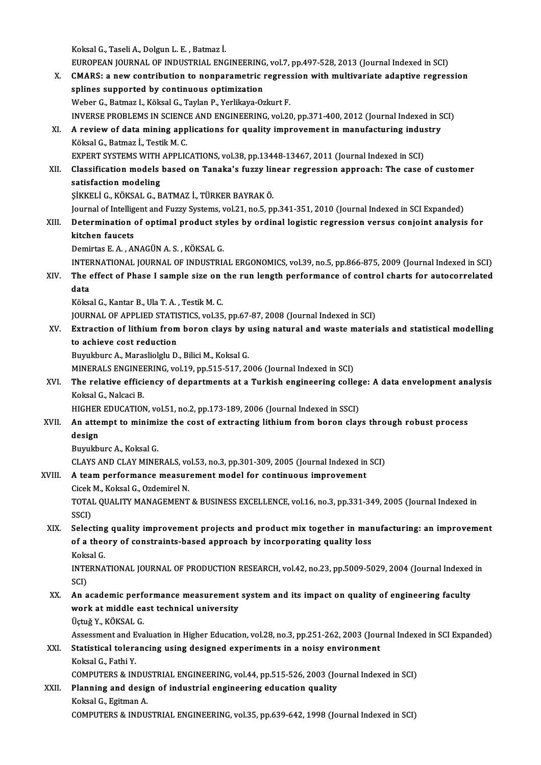Koksal G., Taseli A., Dolgun L. E. , Batmaz İ.
EUROPEAN JOURNAL OF INDUSTRIAL ENGINEERING, vol.7, pp.497-528, 2013 (Journal Indexed in SCI)

X. **CMARS: a new contribution to nonparametric regression with multivariate adaptive regression splines supported by continuous optimization**
Weber G., Batmaz I., Köksal G., Taylan P., Yerlikaya-Ozkurt F.
INVERSE PROBLEMS IN SCIENCE AND ENGINEERING, vol.20, pp.371-400, 2012 (Journal Indexed in SCI)

XI. **A review of data mining applications for quality improvement in manufacturing industry**
Köksal G., Batmaz İ., Testik M. C.
EXPERT SYSTEMS WITH APPLICATIONS, vol.38, pp.13448-13467, 2011 (Journal Indexed in SCI)

XII. **Classification models based on Tanaka's fuzzy linear regression approach: The case of customer satisfaction modeling**
ŞİKKELİ G., KÖKSAL G., BATMAZ İ., TÜRKER BAYRAK Ö.
Journal of Intelligent and Fuzzy Systems, vol.21, no.5, pp.341-351, 2010 (Journal Indexed in SCI Expanded)

XIII. **Determination of optimal product styles by ordinal logistic regression versus conjoint analysis for kitchen faucets**
Demirtas E. A. , ANAGÜN A. S. , KÖKSAL G.
INTERNATIONAL JOURNAL OF INDUSTRIAL ERGONOMICS, vol.39, no.5, pp.866-875, 2009 (Journal Indexed in SCI)

XIV. **The effect of Phase I sample size on the run length performance of control charts for autocorrelated data**
Köksal G., Kantar B., Ula T. A. , Testik M. C.
JOURNAL OF APPLIED STATISTICS, vol.35, pp.67-87, 2008 (Journal Indexed in SCI)

XV. **Extraction of lithium from boron clays by using natural and waste materials and statistical modelling to achieve cost reduction**
Buyukburc A., Marasliolglu D., Bilici M., Koksal G.
MINERALS ENGINEERING, vol.19, pp.515-517, 2006 (Journal Indexed in SCI)

XVI. **The relative efficiency of departments at a Turkish engineering college: A data envelopment analysis**
Koksal G., Nalcaci B.
HIGHER EDUCATION, vol.51, no.2, pp.173-189, 2006 (Journal Indexed in SSCI)

XVII. **An attempt to minimize the cost of extracting lithium from boron clays through robust process design**
Buyukburc A., Koksal G.
CLAYS AND CLAY MINERALS, vol.53, no.3, pp.301-309, 2005 (Journal Indexed in SCI)

XVIII. **A team performance measurement model for continuous improvement**
Cicek M., Koksal G., Ozdemirel N.
TOTAL QUALITY MANAGEMENT & BUSINESS EXCELLENCE, vol.16, no.3, pp.331-349, 2005 (Journal Indexed in SSCI)

XIX. **Selecting quality improvement projects and product mix together in manufacturing: an improvement of a theory of constraints-based approach by incorporating quality loss**
Koksal G.
INTERNATIONAL JOURNAL OF PRODUCTION RESEARCH, vol.42, no.23, pp.5009-5029, 2004 (Journal Indexed in SCI)

XX. **An academic performance measurement system and its impact on quality of engineering faculty work at middle east technical university**
Üçtuğ Y., KÖKSAL G.
Assessment and Evaluation in Higher Education, vol.28, no.3, pp.251-262, 2003 (Journal Indexed in SCI Expanded)

XXI. **Statistical tolerancing using designed experiments in a noisy environment**
Koksal G., Fathi Y.
COMPUTERS & INDUSTRIAL ENGINEERING, vol.44, pp.515-526, 2003 (Journal Indexed in SCI)

XXII. **Planning and design of industrial engineering education quality**
Koksal G., Egitman A.
COMPUTERS & INDUSTRIAL ENGINEERING, vol.35, pp.639-642, 1998 (Journal Indexed in SCI)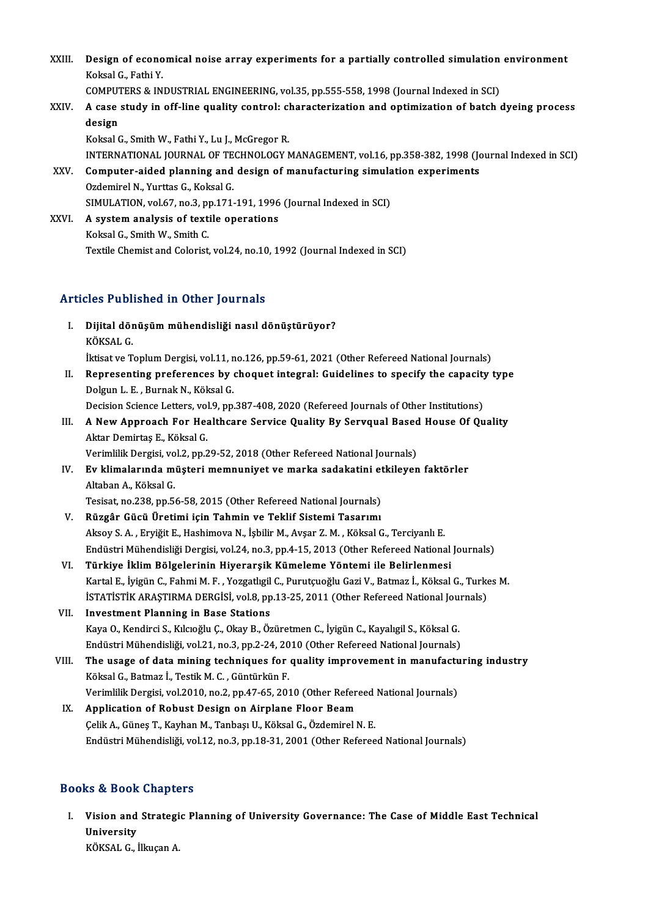XXIII. **Design of economical noise array experiments for a partially controlled simulation environment**
Koksal G., Fathi Y.
COMPUTERS & INDUSTRIAL ENGINEERING, vol.35, pp.555-558, 1998 (Journal Indexed in SCI)

XXIV. **A case study in off-line quality control: characterization and optimization of batch dyeing process design**
Koksal G., Smith W., Fathi Y., Lu J., McGregor R.
INTERNATIONAL JOURNAL OF TECHNOLOGY MANAGEMENT, vol.16, pp.358-382, 1998 (Journal Indexed in SCI)

XXV. **Computer-aided planning and design of manufacturing simulation experiments**
Ozdemirel N., Yurttas G., Koksal G.
SIMULATION, vol.67, no.3, pp.171-191, 1996 (Journal Indexed in SCI)

XXVI. **A system analysis of textile operations**
Koksal G., Smith W., Smith C.
Textile Chemist and Colorist, vol.24, no.10, 1992 (Journal Indexed in SCI)

## Articles Published in Other Journals

I. **Dijital dönüşüm mühendisliği nasıl dönüştürüyor?**
KÖKSAL G.
İktisat ve Toplum Dergisi, vol.11, no.126, pp.59-61, 2021 (Other Refereed National Journals)

II. **Representing preferences by choquet integral: Guidelines to specify the capacity type**
Dolgun L. E. , Burnak N., Köksal G.
Decision Science Letters, vol.9, pp.387-408, 2020 (Refereed Journals of Other Institutions)

III. **A New Approach For Healthcare Service Quality By Servqual Based House Of Quality**
Aktar Demirtaş E., Köksal G.
Verimlilik Dergisi, vol.2, pp.29-52, 2018 (Other Refereed National Journals)

IV. **Ev klimalarında müşteri memnuniyet ve marka sadakatini etkileyen faktörler**
Altaban A., Köksal G.
Tesisat, no.238, pp.56-58, 2015 (Other Refereed National Journals)

V. **Rüzgâr Gücü Üretimi için Tahmin ve Teklif Sistemi Tasarımı**
Aksoy S. A. , Eryiğit E., Hashimova N., İşbilir M., Avşar Z. M. , Köksal G., Terciyanlı E.
Endüstri Mühendisliği Dergisi, vol.24, no.3, pp.4-15, 2013 (Other Refereed National Journals)

VI. **Türkiye İklim Bölgelerinin Hiyerarşik Kümeleme Yöntemi ile Belirlenmesi**
Kartal E., İyigün C., Fahmi M. F. , Yozgatlıgil C., Purutçuoğlu Gazi V., Batmaz İ., Köksal G., Turkes M.
İSTATİSTİK ARAŞTIRMA DERGİSİ, vol.8, pp.13-25, 2011 (Other Refereed National Journals)

VII. **Investment Planning in Base Stations**
Kaya O., Kendirci S., Kılcıoğlu Ç., Okay B., Özüretmen C., İyigün C., Kayalıgil S., Köksal G.
Endüstri Mühendisliği, vol.21, no.3, pp.2-24, 2010 (Other Refereed National Journals)

VIII. **The usage of data mining techniques for quality improvement in manufacturing industry**
Köksal G., Batmaz İ., Testik M. C. , Güntürkün F.
Verimlilik Dergisi, vol.2010, no.2, pp.47-65, 2010 (Other Refereed National Journals)

IX. **Application of Robust Design on Airplane Floor Beam**
Çelik A., Güneş T., Kayhan M., Tanbaşı U., Köksal G., Özdemirel N. E.
Endüstri Mühendisliği, vol.12, no.3, pp.18-31, 2001 (Other Refereed National Journals)

## Books & Book Chapters

I. **Vision and Strategic Planning of University Governance: The Case of Middle East Technical University**
KÖKSAL G., İlkuçan A.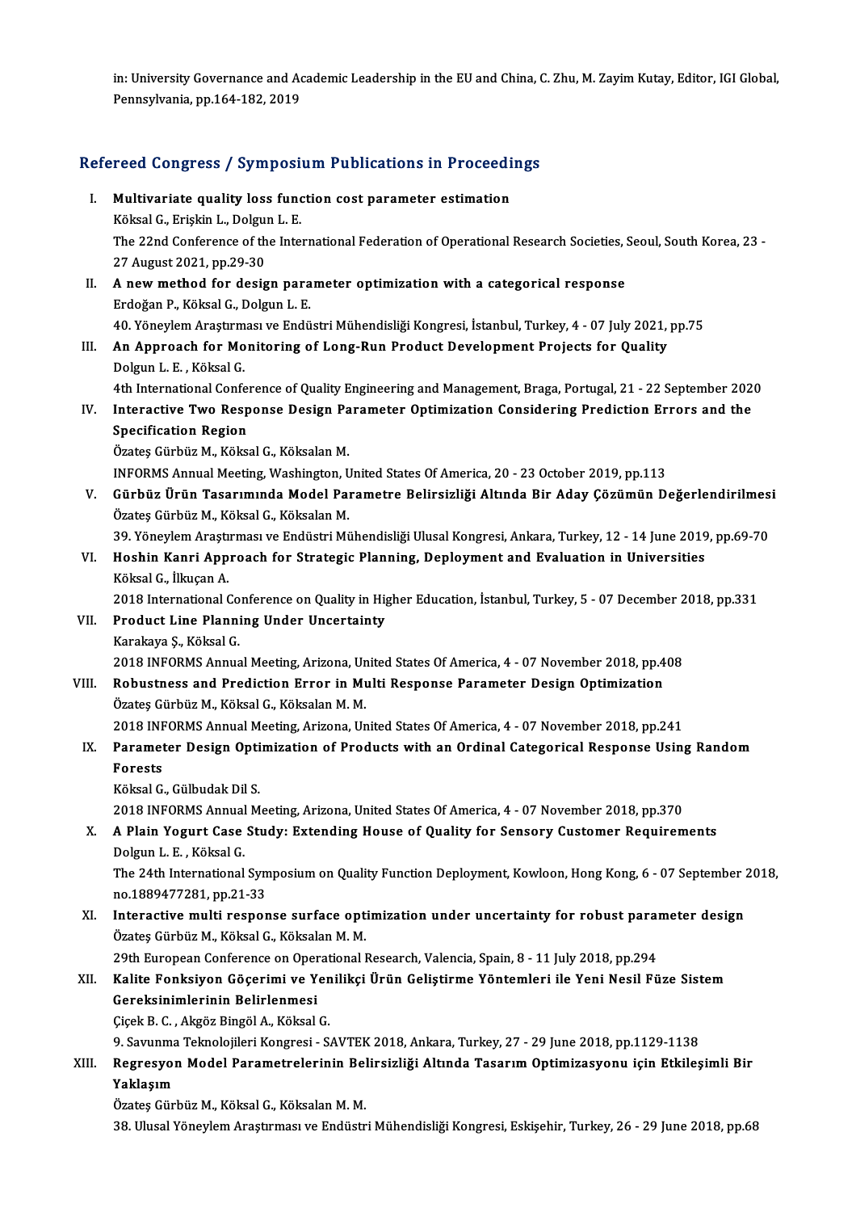in: University Governance and Academic Leadership in the EU and China, C. Zhu, M. Zayim Kutay, Editor, IGI Global, Pennsylvania, pp.164-182, 2019

## Refereed Congress / Symposium Publications in Proceedings

I. **Multivariate quality loss function cost parameter estimation**
   Köksal G., Erişkin L., Dolgun L. E.
   The 22nd Conference of the International Federation of Operational Research Societies, Seoul, South Korea, 23 - 27 August 2021, pp.29-30

II. **A new method for design parameter optimization with a categorical response**
   Erdoğan P., Köksal G., Dolgun L. E.
   40. Yöneylem Araştırması ve Endüstri Mühendisliği Kongresi, İstanbul, Turkey, 4 - 07 July 2021, pp.75

III. **An Approach for Monitoring of Long-Run Product Development Projects for Quality**
   Dolgun L. E. , Köksal G.
   4th International Conference of Quality Engineering and Management, Braga, Portugal, 21 - 22 September 2020

IV. **Interactive Two Response Design Parameter Optimization Considering Prediction Errors and the Specification Region**
   Özateş Gürbüz M., Köksal G., Köksalan M.
   INFORMS Annual Meeting, Washington, United States Of America, 20 - 23 October 2019, pp.113

V. **Gürbüz Ürün Tasarımında Model Parametre Belirsizliği Altında Bir Aday Çözümün Değerlendirilmesi**
   Özateş Gürbüz M., Köksal G., Köksalan M.
   39. Yöneylem Araştırması ve Endüstri Mühendisliği Ulusal Kongresi, Ankara, Turkey, 12 - 14 June 2019, pp.69-70

VI. **Hoshin Kanri Approach for Strategic Planning, Deployment and Evaluation in Universities**
   Köksal G., İlkuçan A.
   2018 International Conference on Quality in Higher Education, İstanbul, Turkey, 5 - 07 December 2018, pp.331

VII. **Product Line Planning Under Uncertainty**
   Karakaya Ş., Köksal G.
   2018 INFORMS Annual Meeting, Arizona, United States Of America, 4 - 07 November 2018, pp.408

VIII. **Robustness and Prediction Error in Multi Response Parameter Design Optimization**
   Özateş Gürbüz M., Köksal G., Köksalan M. M.
   2018 INFORMS Annual Meeting, Arizona, United States Of America, 4 - 07 November 2018, pp.241

IX. **Parameter Design Optimization of Products with an Ordinal Categorical Response Using Random Forests**
   Köksal G., Gülbudak Dil S.
   2018 INFORMS Annual Meeting, Arizona, United States Of America, 4 - 07 November 2018, pp.370

X. **A Plain Yogurt Case Study: Extending House of Quality for Sensory Customer Requirements**
   Dolgun L. E. , Köksal G.
   The 24th International Symposium on Quality Function Deployment, Kowloon, Hong Kong, 6 - 07 September 2018, no.1889477281, pp.21-33

XI. **Interactive multi response surface optimization under uncertainty for robust parameter design**
   Özateş Gürbüz M., Köksal G., Köksalan M. M.
   29th European Conference on Operational Research, Valencia, Spain, 8 - 11 July 2018, pp.294

XII. **Kalite Fonksiyon Göçerimi ve Yenilikçi Ürün Geliştirme Yöntemleri ile Yeni Nesil Füze Sistem Gereksinimlerinin Belirlenmesi**
   Çiçek B. C. , Akgöz Bingöl A., Köksal G.
   9. Savunma Teknolojileri Kongresi - SAVTEK 2018, Ankara, Turkey, 27 - 29 June 2018, pp.1129-1138

XIII. **Regresyon Model Parametrelerinin Belirsizliği Altında Tasarım Optimizasyonu için Etkileşimli Bir Yaklaşım**
   Özateş Gürbüz M., Köksal G., Köksalan M. M.
   38. Ulusal Yöneylem Araştırması ve Endüstri Mühendisliği Kongresi, Eskişehir, Turkey, 26 - 29 June 2018, pp.68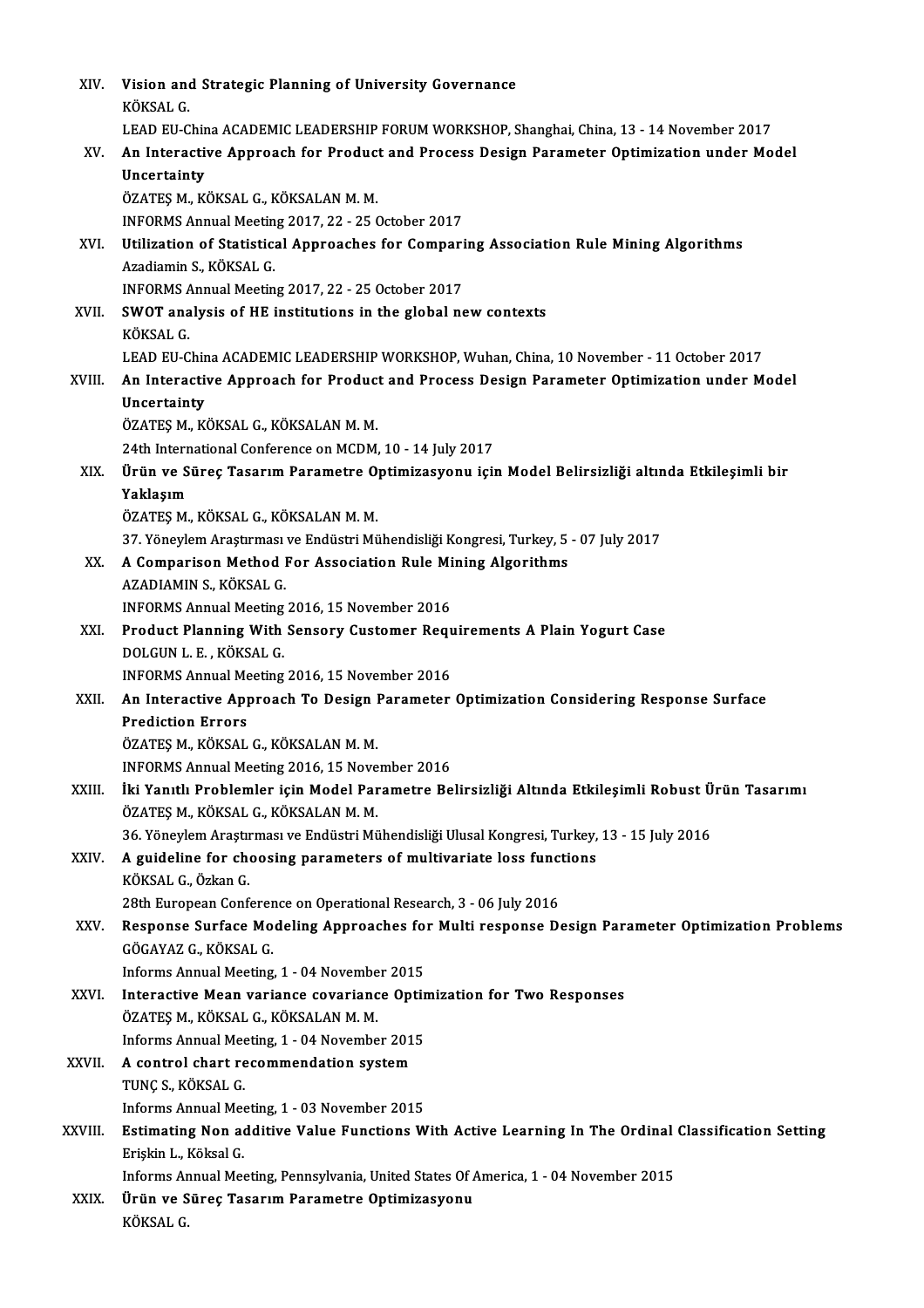XIV. **Vision and Strategic Planning of University Governance**
KÖKSAL G.
LEAD EU-China ACADEMIC LEADERSHIP FORUM WORKSHOP, Shanghai, China, 13 - 14 November 2017

XV. **An Interactive Approach for Product and Process Design Parameter Optimization under Model Uncertainty**
ÖZATEŞ M., KÖKSAL G., KÖKSALAN M. M.
INFORMS Annual Meeting 2017, 22 - 25 October 2017

XVI. **Utilization of Statistical Approaches for Comparing Association Rule Mining Algorithms**
Azadiamin S., KÖKSAL G.
INFORMS Annual Meeting 2017, 22 - 25 October 2017

XVII. **SWOT analysis of HE institutions in the global new contexts**
KÖKSAL G.
LEAD EU-China ACADEMIC LEADERSHIP WORKSHOP, Wuhan, China, 10 November - 11 October 2017

XVIII. **An Interactive Approach for Product and Process Design Parameter Optimization under Model Uncertainty**
ÖZATEŞ M., KÖKSAL G., KÖKSALAN M. M.
24th International Conference on MCDM, 10 - 14 July 2017

XIX. **Ürün ve Süreç Tasarım Parametre Optimizasyonu için Model Belirsizliği altında Etkileşimli bir Yaklaşım**
ÖZATEŞ M., KÖKSAL G., KÖKSALAN M. M.
37. Yöneylem Araştırması ve Endüstri Mühendisliği Kongresi, Turkey, 5 - 07 July 2017

XX. **A Comparison Method For Association Rule Mining Algorithms**
AZADIAMIN S., KÖKSAL G.
INFORMS Annual Meeting 2016, 15 November 2016

XXI. **Product Planning With Sensory Customer Requirements A Plain Yogurt Case**
DOLGUN L. E. , KÖKSAL G.
INFORMS Annual Meeting 2016, 15 November 2016

XXII. **An Interactive Approach To Design Parameter Optimization Considering Response Surface Prediction Errors**
ÖZATEŞ M., KÖKSAL G., KÖKSALAN M. M.
INFORMS Annual Meeting 2016, 15 November 2016

XXIII. **İki Yanıtlı Problemler için Model Parametre Belirsizliği Altında Etkileşimli Robust Ürün Tasarımı**
ÖZATEŞ M., KÖKSAL G., KÖKSALAN M. M.
36. Yöneylem Araştırması ve Endüstri Mühendisliği Ulusal Kongresi, Turkey, 13 - 15 July 2016

XXIV. **A guideline for choosing parameters of multivariate loss functions**
KÖKSAL G., Özkan G.
28th European Conference on Operational Research, 3 - 06 July 2016

XXV. **Response Surface Modeling Approaches for Multi response Design Parameter Optimization Problems**
GÖGAYAZ G., KÖKSAL G.
Informs Annual Meeting, 1 - 04 November 2015

XXVI. **Interactive Mean variance covariance Optimization for Two Responses**
ÖZATEŞ M., KÖKSAL G., KÖKSALAN M. M.
Informs Annual Meeting, 1 - 04 November 2015

XXVII. **A control chart recommendation system**
TUNÇ S., KÖKSAL G.
Informs Annual Meeting, 1 - 03 November 2015

XXVIII. **Estimating Non additive Value Functions With Active Learning In The Ordinal Classification Setting**
Erişkin L., Köksal G.
Informs Annual Meeting, Pennsylvania, United States Of America, 1 - 04 November 2015

XXIX. **Ürün ve Süreç Tasarım Parametre Optimizasyonu**
KÖKSAL G.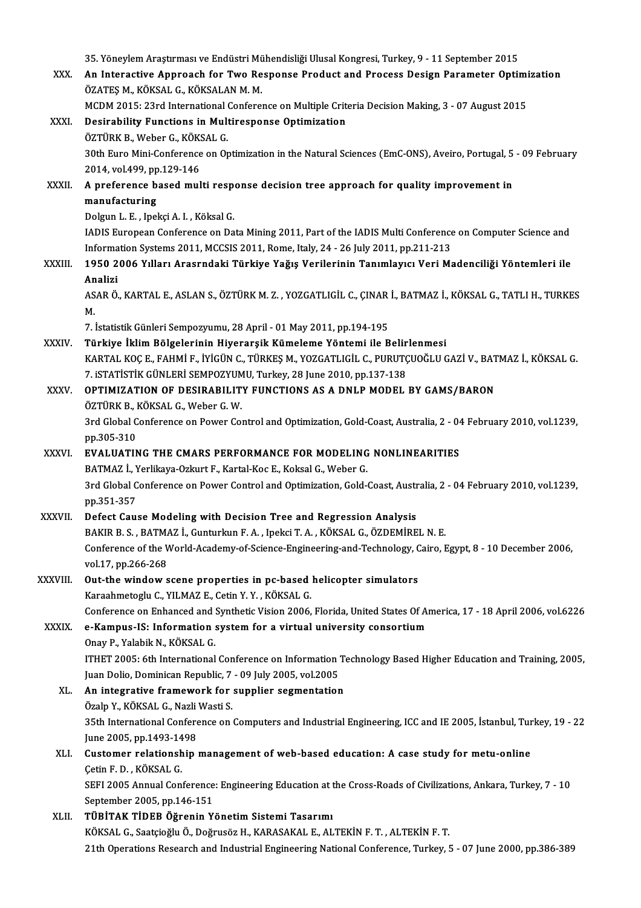35. Yöneylem Araştırması ve Endüstri Mühendisliği Ulusal Kongresi, Turkey, 9 - 11 September 2015

XXX. **An Interactive Approach for Two Response Product and Process Design Parameter Optimization**
ÖZATEŞ M., KÖKSAL G., KÖKSALAN M. M.
MCDM 2015: 23rd International Conference on Multiple Criteria Decision Making, 3 - 07 August 2015

XXXI. **Desirability Functions in Multiresponse Optimization**
ÖZTÜRK B., Weber G., KÖKSAL G.
30th Euro Mini-Conference on Optimization in the Natural Sciences (EmC-ONS), Aveiro, Portugal, 5 - 09 February 2014, vol.499, pp.129-146

XXXII. **A preference based multi response decision tree approach for quality improvement in manufacturing**
Dolgun L. E., Ipekçi A. I., Köksal G.
IADIS European Conference on Data Mining 2011, Part of the IADIS Multi Conference on Computer Science and Information Systems 2011, MCCSIS 2011, Rome, Italy, 24 - 26 July 2011, pp.211-213

XXXIII. **1950 2006 Yılları Arasrndaki Türkiye Yağış Verilerinin Tanımlayıcı Veri Madenciliği Yöntemleri ile Analizi**
ASAR Ö., KARTAL E., ASLAN S., ÖZTÜRK M. Z., YOZGATLIGİL C., ÇINAR İ., BATMAZ İ., KÖKSAL G., TATLI H., TURKES M.
7. İstatistik Günleri Sempozyumu, 28 April - 01 May 2011, pp.194-195

XXXIV. **Türkiye İklim Bölgelerinin Hiyerarşik Kümeleme Yöntemi ile Belirlenmesi**
KARTAL KOÇ E., FAHMİ F., İYİGÜN C., TÜRKEŞ M., YOZGATLIGİL C., PURUTÇUOĞLU GAZİ V., BATMAZ İ., KÖKSAL G.
7. iSTATİSTİK GÜNLERİ SEMPOZYUMU, Turkey, 28 June 2010, pp.137-138

XXXV. **OPTIMIZATION OF DESIRABILITY FUNCTIONS AS A DNLP MODEL BY GAMS/BARON**
ÖZTÜRK B., KÖKSAL G., Weber G. W.
3rd Global Conference on Power Control and Optimization, Gold-Coast, Australia, 2 - 04 February 2010, vol.1239, pp.305-310

XXXVI. **EVALUATING THE CMARS PERFORMANCE FOR MODELING NONLINEARITIES**
BATMAZ İ., Yerlikaya-Ozkurt F., Kartal-Koc E., Koksal G., Weber G.
3rd Global Conference on Power Control and Optimization, Gold-Coast, Australia, 2 - 04 February 2010, vol.1239, pp.351-357

XXXVII. **Defect Cause Modeling with Decision Tree and Regression Analysis**
BAKIR B. S., BATMAZ İ., Gunturkun F. A., Ipekci T. A., KÖKSAL G., ÖZDEMİREL N. E.
Conference of the World-Academy-of-Science-Engineering-and-Technology, Cairo, Egypt, 8 - 10 December 2006, vol.17, pp.266-268

XXXVIII. **Out-the window scene properties in pc-based helicopter simulators**
Karaahmetoglu C., YILMAZ E., Cetin Y. Y., KÖKSAL G.
Conference on Enhanced and Synthetic Vision 2006, Florida, United States Of America, 17 - 18 April 2006, vol.6226

XXXIX. **e-Kampus-IS: Information system for a virtual university consortium**
Onay P., Yalabik N., KÖKSAL G.
ITHET 2005: 6th International Conference on Information Technology Based Higher Education and Training, 2005, Juan Dolio, Dominican Republic, 7 - 09 July 2005, vol.2005

XL. **An integrative framework for supplier segmentation**
Özalp Y., KÖKSAL G., Nazli Wasti S.
35th International Conference on Computers and Industrial Engineering, ICC and IE 2005, İstanbul, Turkey, 19 - 22 June 2005, pp.1493-1498

XLI. **Customer relationship management of web-based education: A case study for metu-online**
Çetin F. D., KÖKSAL G.
SEFI 2005 Annual Conference: Engineering Education at the Cross-Roads of Civilizations, Ankara, Turkey, 7 - 10 September 2005, pp.146-151

XLII. **TÜBİTAK TİDEB Öğrenin Yönetim Sistemi Tasarımı**
KÖKSAL G., Saatçioğlu Ö., Doğrusöz H., KARASAKAL E., ALTEKİN F. T., ALTEKİN F. T.
21th Operations Research and Industrial Engineering National Conference, Turkey, 5 - 07 June 2000, pp.386-389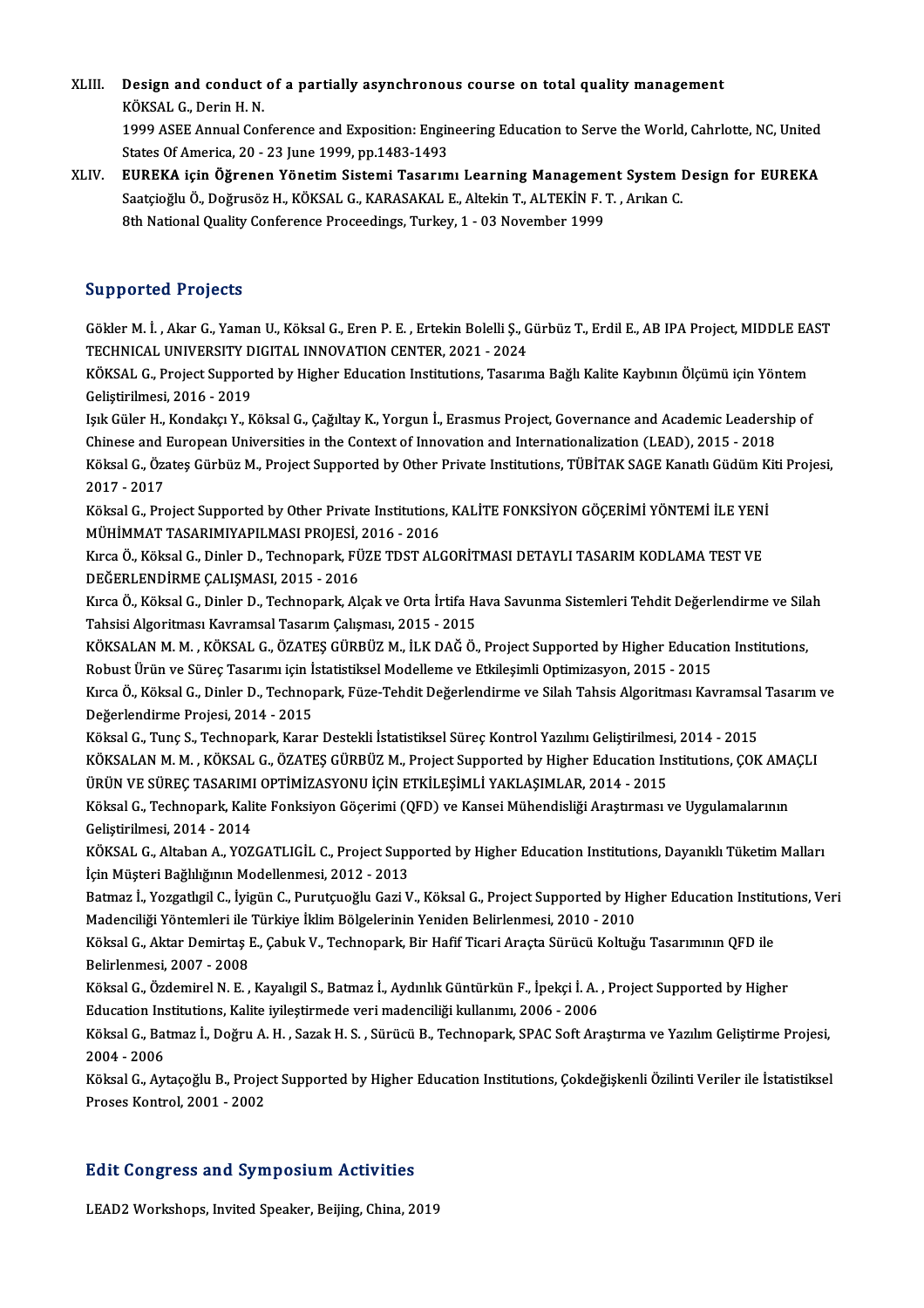XLIII. **Design and conduct of a partially asynchronous course on total quality management**
KÖKSAL G., Derin H. N.
1999 ASEE Annual Conference and Exposition: Engineering Education to Serve the World, Cahrlotte, NC, United States Of America, 20 - 23 June 1999, pp.1483-1493

XLIV. **EUREKA için Öğrenen Yönetim Sistemi Tasarımı Learning Management System Design for EUREKA**
Saatçioğlu Ö., Doğrusöz H., KÖKSAL G., KARASAKAL E., Altekin T., ALTEKİN F. T. , Arıkan C.
8th National Quality Conference Proceedings, Turkey, 1 - 03 November 1999

## Supported Projects

Gökler M. İ. , Akar G., Yaman U., Köksal G., Eren P. E. , Ertekin Bolelli Ş., Gürbüz T., Erdil E., AB IPA Project, MIDDLE EAST TECHNICAL UNIVERSITY DIGITAL INNOVATION CENTER, 2021 - 2024

KÖKSAL G., Project Supported by Higher Education Institutions, Tasarıma Bağlı Kalite Kaybının Ölçümü için Yöntem Geliştirilmesi, 2016 - 2019

Işık Güler H., Kondakçı Y., Köksal G., Çağıltay K., Yorgun İ., Erasmus Project, Governance and Academic Leadership of Chinese and European Universities in the Context of Innovation and Internationalization (LEAD), 2015 - 2018

Köksal G., Özateş Gürbüz M., Project Supported by Other Private Institutions, TÜBİTAK SAGE Kanatlı Güdüm Kiti Projesi, 2017 - 2017

Köksal G., Project Supported by Other Private Institutions, KALİTE FONKSİYON GÖÇERİMİ YÖNTEMİ İLE YENİ MÜHİMMAT TASARIMIYAPILMASI PROJESİ, 2016 - 2016

Kırca Ö., Köksal G., Dinler D., Technopark, FÜZE TDST ALGORİTMASI DETAYLI TASARIM KODLAMA TEST VE DEĞERLENDİRME ÇALIŞMASI, 2015 - 2016

Kırca Ö., Köksal G., Dinler D., Technopark, Alçak ve Orta İrtifa Hava Savunma Sistemleri Tehdit Değerlendirme ve Silah Tahsisi Algoritması Kavramsal Tasarım Çalışması, 2015 - 2015

KÖKSALAN M. M. , KÖKSAL G., ÖZATEŞ GÜRBÜZ M., İLK DAĞ Ö., Project Supported by Higher Education Institutions, Robust Ürün ve Süreç Tasarımı için İstatistiksel Modelleme ve Etkileşimli Optimizasyon, 2015 - 2015

Kırca Ö., Köksal G., Dinler D., Technopark, Füze-Tehdit Değerlendirme ve Silah Tahsis Algoritması Kavramsal Tasarım ve Değerlendirme Projesi, 2014 - 2015

Köksal G., Tunç S., Technopark, Karar Destekli İstatistiksel Süreç Kontrol Yazılımı Geliştirilmesi, 2014 - 2015

KÖKSALAN M. M. , KÖKSAL G., ÖZATEŞ GÜRBÜZ M., Project Supported by Higher Education Institutions, ÇOK AMAÇLI ÜRÜN VE SÜREÇ TASARIMI OPTİMİZASYONU İÇİN ETKİLEŞİMLİ YAKLAŞIMLAR, 2014 - 2015

Köksal G., Technopark, Kalite Fonksiyon Göçerimi (QFD) ve Kansei Mühendisliği Araştırması ve Uygulamalarının Geliştirilmesi, 2014 - 2014

KÖKSAL G., Altaban A., YOZGATLIGİL C., Project Supported by Higher Education Institutions, Dayanıklı Tüketim Malları İçin Müşteri Bağlılığının Modellenmesi, 2012 - 2013

Batmaz İ., Yozgatlıgil C., İyigün C., Purutçuoğlu Gazi V., Köksal G., Project Supported by Higher Education Institutions, Veri Madenciliği Yöntemleri ile Türkiye İklim Bölgelerinin Yeniden Belirlenmesi, 2010 - 2010

Köksal G., Aktar Demirtaş E., Çabuk V., Technopark, Bir Hafif Ticari Araçta Sürücü Koltuğu Tasarımının QFD ile Belirlenmesi, 2007 - 2008

Köksal G., Özdemirel N. E. , Kayalıgil S., Batmaz İ., Aydınlık Güntürkün F., İpekçi İ. A. , Project Supported by Higher Education Institutions, Kalite iyileştirmede veri madenciliği kullanımı, 2006 - 2006

Köksal G., Batmaz İ., Doğru A. H. , Sazak H. S. , Sürücü B., Technopark, SPAC Soft Araştırma ve Yazılım Geliştirme Projesi, 2004 - 2006

Köksal G., Aytaçoğlu B., Project Supported by Higher Education Institutions, Çokdeğişkenli Özilinti Veriler ile İstatistiksel Proses Kontrol, 2001 - 2002

## Edit Congress and Symposium Activities

LEAD2 Workshops, Invited Speaker, Beijing, China, 2019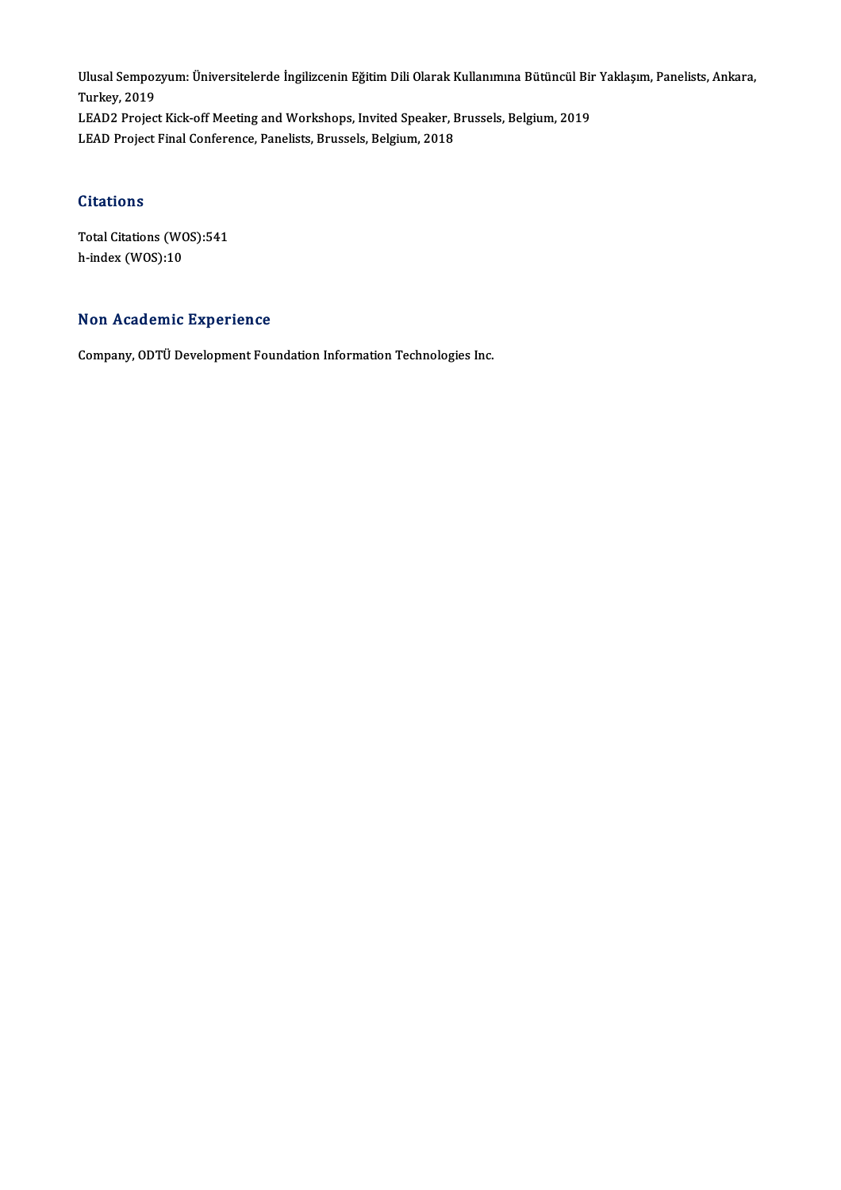Ulusal Sempozyum: Üniversitelerde İngilizcenin Eğitim Dili Olarak Kullanımına Bütüncül Bir Yaklaşım, Panelists, Ankara, Turkey, 2019

LEAD2 Project Kick-off Meeting and Workshops, Invited Speaker, Brussels, Belgium, 2019

LEAD Project Final Conference, Panelists, Brussels, Belgium, 2018

## Citations

Total Citations (WOS):541

h-index (WOS):10

## Non Academic Experience

Company, ODTÜ Development Foundation Information Technologies Inc.